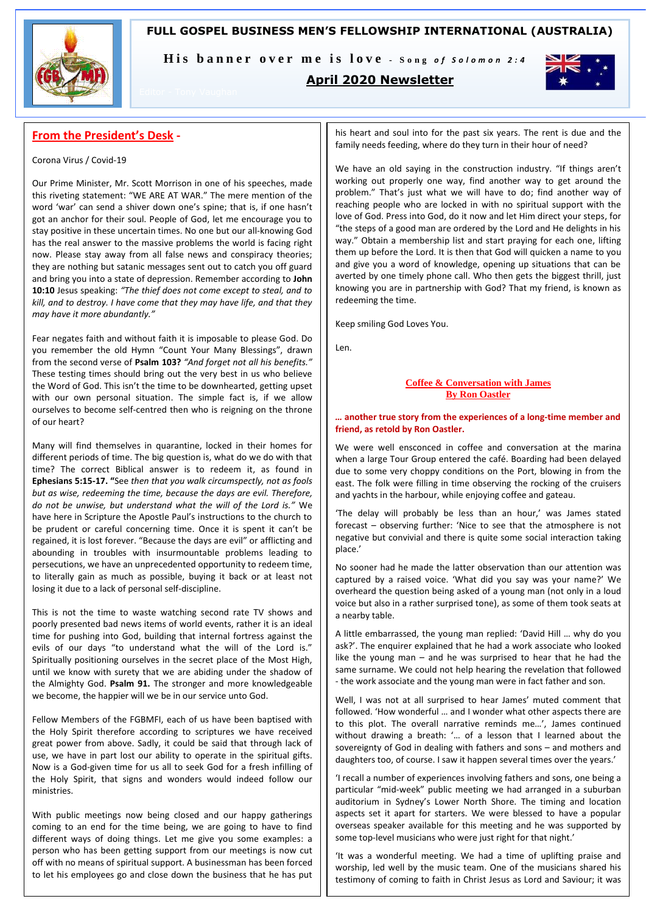# FULL GOSPEL BUSINESS MEN'S FELLOWSHIP INTERNATIONAL (AUSTRALIA)

**His banner over me is love** - *Song of Solomon 2:4*

## April 2020 Newsletter

Editor - Tony Vaughan

## From the President's Desk -

Corona Virus / Covid-19

Our Prime Minister, Mr. Scott Morrison in one of his speeches, made this riveting statement: "WE ARE AT WAR." The mere mention of the word 'war' can send a shiver down one's spine; that is, if one hasn't got an anchor for their soul. People of God, let me encourage you to stay positive in these uncertain times. No one but our all-knowing God has the real answer to the massive problems the world is facing right now. Please stay away from all false news and conspiracy theories; they are nothing but satanic messages sent out to catch you off guard and bring you into a state of depression. Remember according to **John 10:10** Jesus speaking: *"The thief does not come except to steal, and to kill, and to destroy. I have come that they may have life, and that they may have it more abundantly."*

Fear negates faith and without faith it is imposable to please God. Do you remember the old Hymn "Count Your Many Blessings", drawn from the second verse of **Psalm 103?** *"And forget not all his benefits."* These testing times should bring out the very best in us who believe the Word of God. This isn't the time to be downhearted, getting upset with our own personal situation. The simple fact is, if we allow ourselves to become self-centred then who is reigning on the throne of our heart?

Many will find themselves in quarantine, locked in their homes for different periods of time. The big question is, what do we do with that time? The correct Biblical answer is to redeem it, as found in **Ephesians 5:15-17. "**See *then that you walk circumspectly, not as fools but as wise, redeeming the time, because the days are evil. Therefore, do not be unwise, but understand what the will of the Lord is."* We have here in Scripture the Apostle Paul's instructions to the church to be prudent or careful concerning time. Once it is spent it can't be regained, it is lost forever. "Because the days are evil" or afflicting and abounding in troubles with insurmountable problems leading to persecutions, we have an unprecedented opportunity to redeem time, to literally gain as much as possible, buying it back or at least not losing it due to a lack of personal self-discipline.

This is not the time to waste watching second rate TV shows and poorly presented bad news items of world events, rather it is an ideal time for pushing into God, building that internal fortress against the evils of our days "to understand what the will of the Lord is." Spiritually positioning ourselves in the secret place of the Most High, until we know with surety that we are abiding under the shadow of the Almighty God. **Psalm 91.** The stronger and more knowledgeable we become, the happier will we be in our service unto God.

Fellow Members of the FGBMFI, each of us have been baptised with the Holy Spirit therefore according to scriptures we have received great power from above. Sadly, it could be said that through lack of use, we have in part lost our ability to operate in the spiritual gifts. Now is a God-given time for us all to seek God for a fresh infilling of the Holy Spirit, that signs and wonders would indeed follow our ministries.

With public meetings now being closed and our happy gatherings coming to an end for the time being, we are going to have to find different ways of doing things. Let me give you some examples: a person who has been getting support from our meetings is now cut off with no means of spiritual support. A businessman has been forced to let his employees go and close down the business that he has put his heart and soul into for the past six years. The rent is due and the family needs feeding, where do they turn in their hour of need?

We have an old saying in the construction industry. "If things aren't working out properly one way, find another way to get around the problem." That's just what we will have to do; find another way of reaching people who are locked in with no spiritual support with the love of God. Press into God, do it now and let Him direct your steps, for "the steps of a good man are ordered by the Lord and He delights in his way." Obtain a membership list and start praying for each one, lifting them up before the Lord. It is then that God will quicken a name to you and give you a word of knowledge, opening up situations that can be averted by one timely phone call. Who then gets the biggest thrill, just knowing you are in partnership with God? That my friend, is known as redeeming the time.

Keep smiling God Loves You.

Len.

## Coffee & Conversation with James
### By Ron Oastler

**… another true story from the experiences of a long-time member and friend, as retold by Ron Oastler.**

We were well ensconced in coffee and conversation at the marina when a large Tour Group entered the café. Boarding had been delayed due to some very choppy conditions on the Port, blowing in from the east. The folk were filling in time observing the rocking of the cruisers and yachts in the harbour, while enjoying coffee and gateau.

'The delay will probably be less than an hour,' was James stated forecast – observing further: 'Nice to see that the atmosphere is not negative but convivial and there is quite some social interaction taking place.'

No sooner had he made the latter observation than our attention was captured by a raised voice. 'What did you say was your name?' We overheard the question being asked of a young man (not only in a loud voice but also in a rather surprised tone), as some of them took seats at a nearby table.

A little embarrassed, the young man replied: 'David Hill … why do you ask?'. The enquirer explained that he had a work associate who looked like the young man – and he was surprised to hear that he had the same surname. We could not help hearing the revelation that followed - the work associate and the young man were in fact father and son.

Well, I was not at all surprised to hear James' muted comment that followed. 'How wonderful … and I wonder what other aspects there are to this plot. The overall narrative reminds me…', James continued without drawing a breath: '… of a lesson that I learned about the sovereignty of God in dealing with fathers and sons – and mothers and daughters too, of course. I saw it happen several times over the years.'

'I recall a number of experiences involving fathers and sons, one being a particular "mid-week" public meeting we had arranged in a suburban auditorium in Sydney's Lower North Shore. The timing and location aspects set it apart for starters. We were blessed to have a popular overseas speaker available for this meeting and he was supported by some top-level musicians who were just right for that night.'

'It was a wonderful meeting. We had a time of uplifting praise and worship, led well by the music team. One of the musicians shared his testimony of coming to faith in Christ Jesus as Lord and Saviour; it was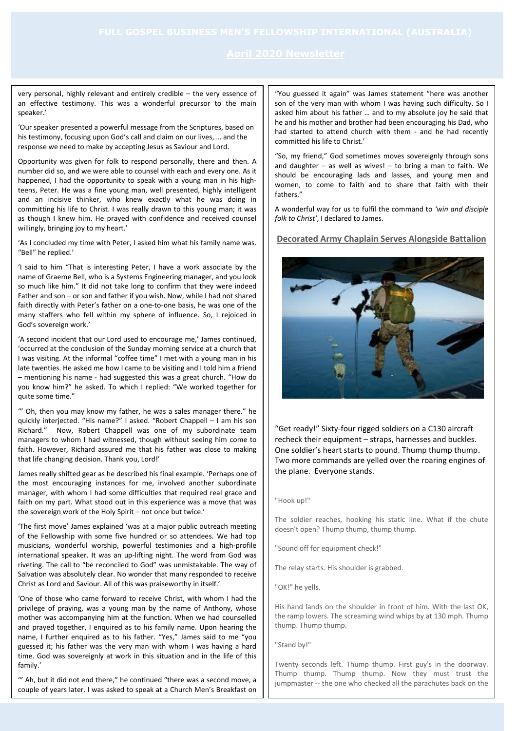very personal, highly relevant and entirely credible – the very essence of an effective testimony. This was a wonderful precursor to the main speaker.'

'Our speaker presented a powerful message from the Scriptures, based on his testimony, focusing upon God's call and claim on our lives, … and the response we need to make by accepting Jesus as Saviour and Lord.

Opportunity was given for folk to respond personally, there and then. A number did so, and we were able to counsel with each and every one. As it happened, I had the opportunity to speak with a young man in his high-teens, Peter. He was a fine young man, well presented, highly intelligent and an incisive thinker, who knew exactly what he was doing in committing his life to Christ. I was really drawn to this young man; it was as though I knew him. He prayed with confidence and received counsel willingly, bringing joy to my heart.'

'As I concluded my time with Peter, I asked him what his family name was. "Bell" he replied.'

'I said to him "That is interesting Peter, I have a work associate by the name of Graeme Bell, who is a Systems Engineering manager, and you look so much like him." It did not take long to confirm that they were indeed Father and son – or son and father if you wish. Now, while I had not shared faith directly with Peter's father on a one-to-one basis, he was one of the many staffers who fell within my sphere of influence. So, I rejoiced in God's sovereign work.'

'A second incident that our Lord used to encourage me,' James continued, 'occurred at the conclusion of the Sunday morning service at a church that I was visiting. At the informal "coffee time" I met with a young man in his late twenties. He asked me how I came to be visiting and I told him a friend – mentioning his name - had suggested this was a great church. "How do you know him?" he asked. To which I replied: "We worked together for quite some time."

'" Oh, then you may know my father, he was a sales manager there." he quickly interjected. "His name?" I asked. "Robert Chappell – I am his son Richard." Now, Robert Chappell was one of my subordinate team managers to whom I had witnessed, though without seeing him come to faith. However, Richard assured me that his father was close to making that life changing decision. Thank you, Lord!'

James really shifted gear as he described his final example. 'Perhaps one of the most encouraging instances for me, involved another subordinate manager, with whom I had some difficulties that required real grace and faith on my part. What stood out in this experience was a move that was the sovereign work of the Holy Spirit – not once but twice.'

'The first move' James explained 'was at a major public outreach meeting of the Fellowship with some five hundred or so attendees. We had top musicians, wonderful worship, powerful testimonies and a high-profile international speaker. It was an up-lifting night. The word from God was riveting. The call to "be reconciled to God" was unmistakable. The way of Salvation was absolutely clear. No wonder that many responded to receive Christ as Lord and Saviour. All of this was praiseworthy in itself.'

'One of those who came forward to receive Christ, with whom I had the privilege of praying, was a young man by the name of Anthony, whose mother was accompanying him at the function. When we had counselled and prayed together, I enquired as to his family name. Upon hearing the name, I further enquired as to his father. "Yes," James said to me "you guessed it; his father was the very man with whom I was having a hard time. God was sovereignly at work in this situation and in the life of this family.'

'" Ah, but it did not end there," he continued "there was a second move, a couple of years later. I was asked to speak at a Church Men's Breakfast on "You guessed it again" was James statement "here was another son of the very man with whom I was having such difficulty. So I asked him about his father … and to my absolute joy he said that he and his mother and brother had been encouraging his Dad, who had started to attend church with them - and he had recently committed his life to Christ.'

"So, my friend," God sometimes moves sovereignly through sons and daughter – as well as wives! – to bring a man to faith. We should be encouraging lads and lasses, and young men and women, to come to faith and to share that faith with their fathers."

A wonderful way for us to fulfil the command to *'win and disciple folk to Christ'*, I declared to James.

## Decorated Army Chaplain Serves Alongside Battalion

"Get ready!" Sixty-four rigged soldiers on a C130 aircraft recheck their equipment – straps, harnesses and buckles. One soldier's heart starts to pound. Thump thump thump. Two more commands are yelled over the roaring engines of the plane. Everyone stands.

"Hook up!"

The soldier reaches, hooking his static line. What if the chute doesn't open? Thump thump, thump thump.

"Sound off for equipment check!"

The relay starts. His shoulder is grabbed.

"OK!" he yells.

His hand lands on the shoulder in front of him. With the last OK, the ramp lowers. The screaming wind whips by at 130 mph. Thump thump. Thump thump.

"Stand by!"

Twenty seconds left. Thump thump. First guy's in the doorway. Thump thump. Thump thump. Now they must trust the jumpmaster -- the one who checked all the parachutes back on the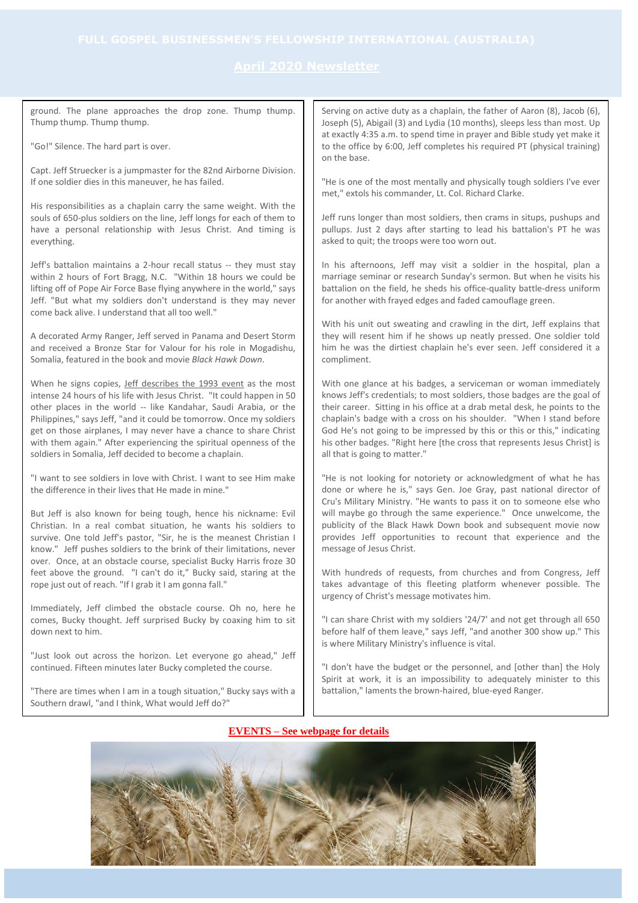ground. The plane approaches the drop zone. Thump thump. Thump thump. Thump thump.

"Go!" Silence. The hard part is over.

Capt. Jeff Struecker is a jumpmaster for the 82nd Airborne Division. If one soldier dies in this maneuver, he has failed.

His responsibilities as a chaplain carry the same weight. With the souls of 650-plus soldiers on the line, Jeff longs for each of them to have a personal relationship with Jesus Christ. And timing is everything.

Jeff's battalion maintains a 2-hour recall status -- they must stay within 2 hours of Fort Bragg, N.C. "Within 18 hours we could be lifting off of Pope Air Force Base flying anywhere in the world," says Jeff. "But what my soldiers don't understand is they may never come back alive. I understand that all too well."

A decorated Army Ranger, Jeff served in Panama and Desert Storm and received a Bronze Star for Valour for his role in Mogadishu, Somalia, featured in the book and movie *Black Hawk Down*.

When he signs copies, Jeff describes the 1993 event as the most intense 24 hours of his life with Jesus Christ. "It could happen in 50 other places in the world -- like Kandahar, Saudi Arabia, or the Philippines," says Jeff, "and it could be tomorrow. Once my soldiers get on those airplanes, I may never have a chance to share Christ with them again." After experiencing the spiritual openness of the soldiers in Somalia, Jeff decided to become a chaplain.

"I want to see soldiers in love with Christ. I want to see Him make the difference in their lives that He made in mine."

But Jeff is also known for being tough, hence his nickname: Evil Christian. In a real combat situation, he wants his soldiers to survive. One told Jeff's pastor, "Sir, he is the meanest Christian I know." Jeff pushes soldiers to the brink of their limitations, never over. Once, at an obstacle course, specialist Bucky Harris froze 30 feet above the ground. "I can't do it," Bucky said, staring at the rope just out of reach. "If I grab it I am gonna fall."

Immediately, Jeff climbed the obstacle course. Oh no, here he comes, Bucky thought. Jeff surprised Bucky by coaxing him to sit down next to him.

"Just look out across the horizon. Let everyone go ahead," Jeff continued. Fifteen minutes later Bucky completed the course.

"There are times when I am in a tough situation," Bucky says with a Southern drawl, "and I think, What would Jeff do?"

Serving on active duty as a chaplain, the father of Aaron (8), Jacob (6), Joseph (5), Abigail (3) and Lydia (10 months), sleeps less than most. Up at exactly 4:35 a.m. to spend time in prayer and Bible study yet make it to the office by 6:00, Jeff completes his required PT (physical training) on the base.

"He is one of the most mentally and physically tough soldiers I've ever met," extols his commander, Lt. Col. Richard Clarke.

Jeff runs longer than most soldiers, then crams in situps, pushups and pullups. Just 2 days after starting to lead his battalion's PT he was asked to quit; the troops were too worn out.

In his afternoons, Jeff may visit a soldier in the hospital, plan a marriage seminar or research Sunday's sermon. But when he visits his battalion on the field, he sheds his office-quality battle-dress uniform for another with frayed edges and faded camouflage green.

With his unit out sweating and crawling in the dirt, Jeff explains that they will resent him if he shows up neatly pressed. One soldier told him he was the dirtiest chaplain he's ever seen. Jeff considered it a compliment.

With one glance at his badges, a serviceman or woman immediately knows Jeff's credentials; to most soldiers, those badges are the goal of their career. Sitting in his office at a drab metal desk, he points to the chaplain's badge with a cross on his shoulder. "When I stand before God He's not going to be impressed by this or this or this," indicating his other badges. "Right here [the cross that represents Jesus Christ] is all that is going to matter."

"He is not looking for notoriety or acknowledgment of what he has done or where he is," says Gen. Joe Gray, past national director of Cru's Military Ministry. "He wants to pass it on to someone else who will maybe go through the same experience." Once unwelcome, the publicity of the Black Hawk Down book and subsequent movie now provides Jeff opportunities to recount that experience and the message of Jesus Christ.

With hundreds of requests, from churches and from Congress, Jeff takes advantage of this fleeting platform whenever possible. The urgency of Christ's message motivates him.

"I can share Christ with my soldiers '24/7' and not get through all 650 before half of them leave," says Jeff, "and another 300 show up." This is where Military Ministry's influence is vital.

"I don't have the budget or the personnel, and [other than] the Holy Spirit at work, it is an impossibility to adequately minister to this battalion," laments the brown-haired, blue-eyed Ranger.

**EVENTS – See webpage for details**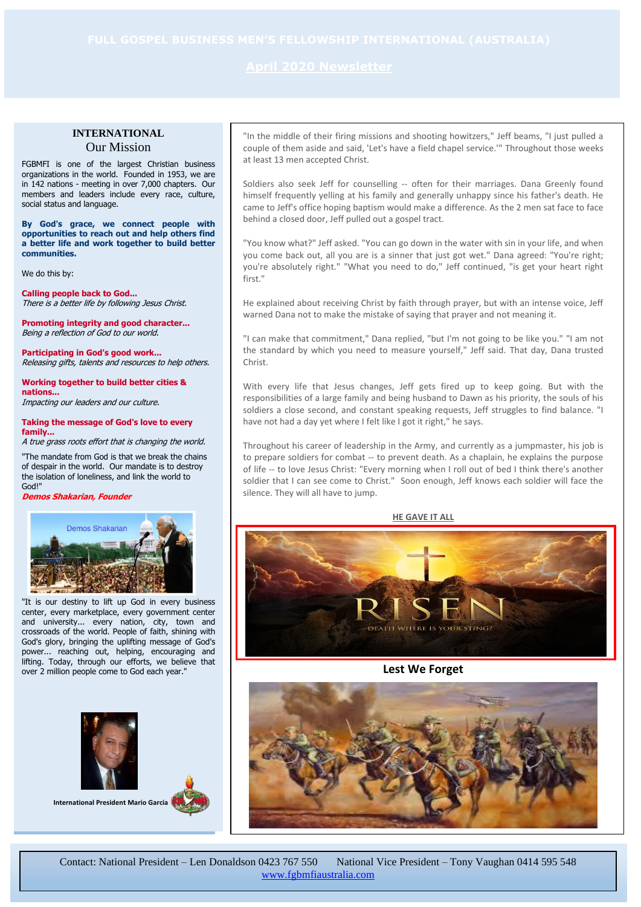# FULL GOSPEL BUSINESS MEN'S FELLOWSHIP INTERNATIONAL (AUSTRALIA)

## April 2020 Newsletter

### INTERNATIONAL
### Our Mission

FGBMFI is one of the largest Christian business organizations in the world. Founded in 1953, we are in 142 nations - meeting in over 7,000 chapters. Our members and leaders include every race, culture, social status and language.

**By God's grace, we connect people with opportunities to reach out and help others find a better life and work together to build better communities.**

We do this by:

**Calling people back to God...**
*There is a better life by following Jesus Christ.*

**Promoting integrity and good character...**
*Being a reflection of God to our world.*

**Participating in God's good work...**
*Releasing gifts, talents and resources to help others.*

**Working together to build better cities & nations...**
*Impacting our leaders and our culture.*

**Taking the message of God's love to every family...**
*A true grass roots effort that is changing the world.*

"The mandate from God is that we break the chains of despair in the world. Our mandate is to destroy the isolation of loneliness, and link the world to God!"
***Demos Shakarian, Founder***

Demos Shakarian

"It is our destiny to lift up God in every business center, every marketplace, every government center and university... every nation, city, town and crossroads of the world. People of faith, shining with God's glory, bringing the uplifting message of God's power... reaching out, helping, encouraging and lifting. Today, through our efforts, we believe that over 2 million people come to God each year."

**International President Mario Garcia**

"In the middle of their firing missions and shooting howitzers," Jeff beams, "I just pulled a couple of them aside and said, 'Let's have a field chapel service.'" Throughout those weeks at least 13 men accepted Christ.

Soldiers also seek Jeff for counselling -- often for their marriages. Dana Greenly found himself frequently yelling at his family and generally unhappy since his father's death. He came to Jeff's office hoping baptism would make a difference. As the 2 men sat face to face behind a closed door, Jeff pulled out a gospel tract.

"You know what?" Jeff asked. "You can go down in the water with sin in your life, and when you come back out, all you are is a sinner that just got wet." Dana agreed: "You're right; you're absolutely right." "What you need to do," Jeff continued, "is get your heart right first."

He explained about receiving Christ by faith through prayer, but with an intense voice, Jeff warned Dana not to make the mistake of saying that prayer and not meaning it.

"I can make that commitment," Dana replied, "but I'm not going to be like you." "I am not the standard by which you need to measure yourself," Jeff said. That day, Dana trusted Christ.

With every life that Jesus changes, Jeff gets fired up to keep going. But with the responsibilities of a large family and being husband to Dawn as his priority, the souls of his soldiers a close second, and constant speaking requests, Jeff struggles to find balance. "I have not had a day yet where I felt like I got it right," he says.

Throughout his career of leadership in the Army, and currently as a jumpmaster, his job is to prepare soldiers for combat -- to prevent death. As a chaplain, he explains the purpose of life -- to love Jesus Christ: "Every morning when I roll out of bed I think there's another soldier that I can see come to Christ." Soon enough, Jeff knows each soldier will face the silence. They will all have to jump.

**HE GAVE IT ALL**

RISEN
DEATH WHERE IS YOUR STING?

**Lest We Forget**

Contact: National President – Len Donaldson 0423 767 550 National Vice President – Tony Vaughan 0414 595 548
www.fgbmfiaustralia.com